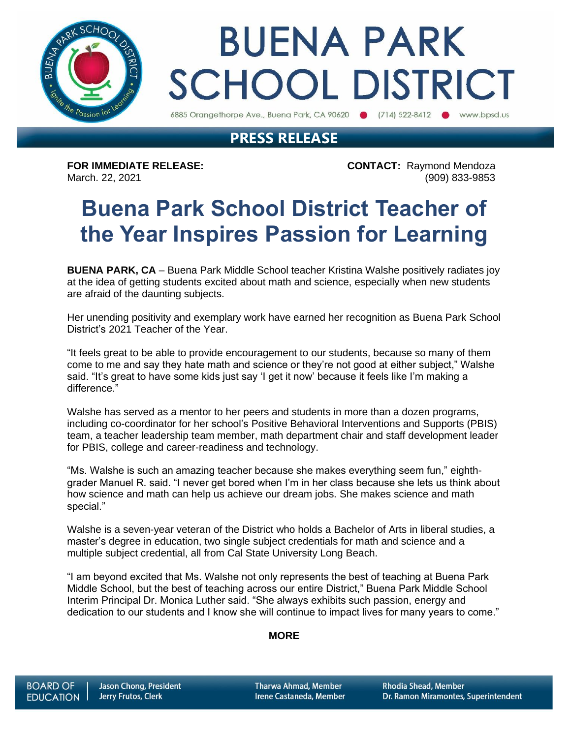# BUENA PARK SCHOOL DISTRICT

6885 Orangethorpe Ave., Buena Park, CA 90620 ● (714) 522-8412 ● www.bpsd.us

## PRESS RELEASE

**FOR IMMEDIATE RELEASE:**
March. 22, 2021

**CONTACT:** Raymond Mendoza
(909) 833-9853

# Buena Park School District Teacher of the Year Inspires Passion for Learning

**BUENA PARK, CA** – Buena Park Middle School teacher Kristina Walshe positively radiates joy at the idea of getting students excited about math and science, especially when new students are afraid of the daunting subjects.

Her unending positivity and exemplary work have earned her recognition as Buena Park School District's 2021 Teacher of the Year.

"It feels great to be able to provide encouragement to our students, because so many of them come to me and say they hate math and science or they're not good at either subject," Walshe said. "It's great to have some kids just say 'I get it now' because it feels like I'm making a difference."

Walshe has served as a mentor to her peers and students in more than a dozen programs, including co-coordinator for her school's Positive Behavioral Interventions and Supports (PBIS) team, a teacher leadership team member, math department chair and staff development leader for PBIS, college and career-readiness and technology.

"Ms. Walshe is such an amazing teacher because she makes everything seem fun," eighth-grader Manuel R. said. "I never get bored when I'm in her class because she lets us think about how science and math can help us achieve our dream jobs. She makes science and math special."

Walshe is a seven-year veteran of the District who holds a Bachelor of Arts in liberal studies, a master's degree in education, two single subject credentials for math and science and a multiple subject credential, all from Cal State University Long Beach.

"I am beyond excited that Ms. Walshe not only represents the best of teaching at Buena Park Middle School, but the best of teaching across our entire District," Buena Park Middle School Interim Principal Dr. Monica Luther said. "She always exhibits such passion, energy and dedication to our students and I know she will continue to impact lives for many years to come."

**MORE**

BOARD OF EDUCATION | Jason Chong, President | Jerry Frutos, Clerk | Tharwa Ahmad, Member | Irene Castaneda, Member | Rhodia Shead, Member | Dr. Ramon Miramontes, Superintendent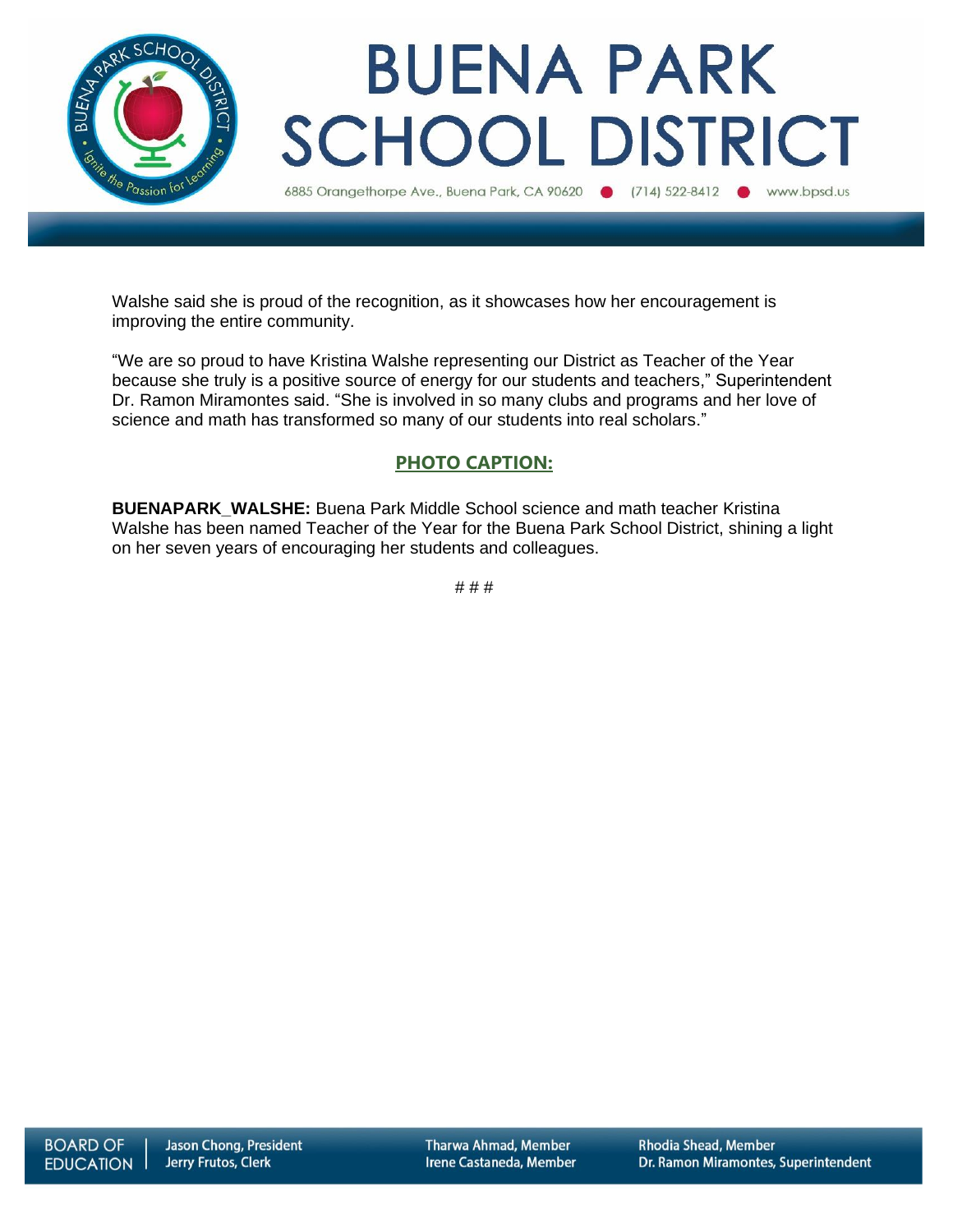Walshe said she is proud of the recognition, as it showcases how her encouragement is improving the entire community.

"We are so proud to have Kristina Walshe representing our District as Teacher of the Year because she truly is a positive source of energy for our students and teachers," Superintendent Dr. Ramon Miramontes said. "She is involved in so many clubs and programs and her love of science and math has transformed so many of our students into real scholars."

## PHOTO CAPTION:

**BUENAPARK_WALSHE:** Buena Park Middle School science and math teacher Kristina Walshe has been named Teacher of the Year for the Buena Park School District, shining a light on her seven years of encouraging her students and colleagues.

# # #